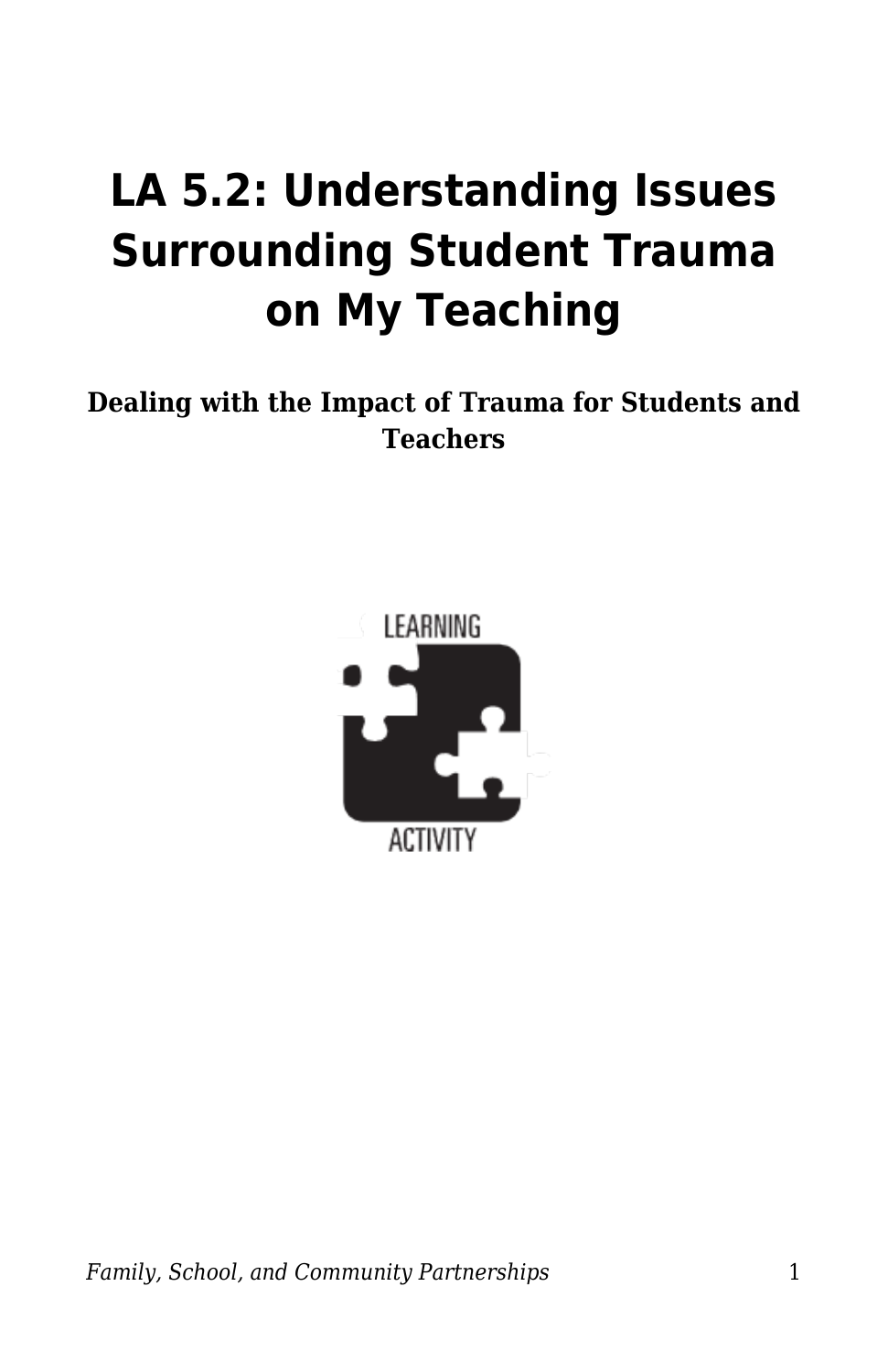# LA 5.2: Understanding Issues Surrounding Student Trauma on My Teaching

**Dealing with the Impact of Trauma for Students and Teachers**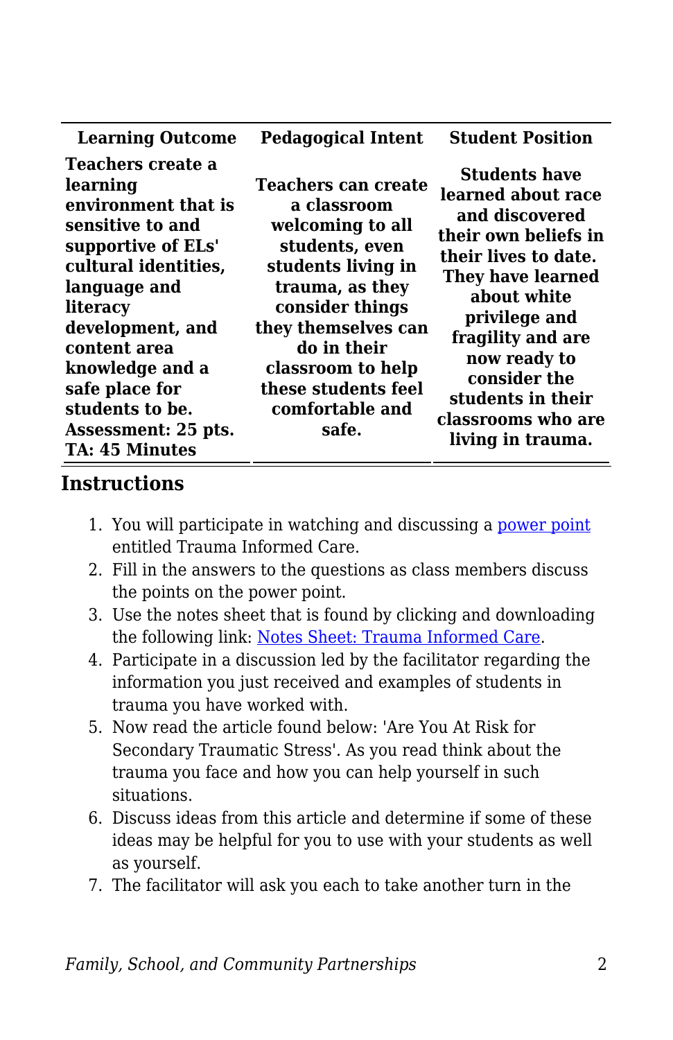| Learning Outcome | Pedagogical Intent | Student Position |
|---|---|---|
| **Teachers create a learning environment that is sensitive to and supportive of ELs' cultural identities, language and literacy development, and content area knowledge and a safe place for students to be. Assessment: 25 pts. TA: 45 Minutes** | **Teachers can create a classroom welcoming to all students, even students living in trauma, as they consider things they themselves can do in their classroom to help these students feel comfortable and safe.** | **Students have learned about race and discovered their own beliefs in their lives to date. They have learned about white privilege and fragility and are now ready to consider the students in their classrooms who are living in trauma.** |

## Instructions

1. You will participate in watching and discussing a power point entitled Trauma Informed Care.
2. Fill in the answers to the questions as class members discuss the points on the power point.
3. Use the notes sheet that is found by clicking and downloading the following link: Notes Sheet: Trauma Informed Care.
4. Participate in a discussion led by the facilitator regarding the information you just received and examples of students in trauma you have worked with.
5. Now read the article found below: 'Are You At Risk for Secondary Traumatic Stress'. As you read think about the trauma you face and how you can help yourself in such situations.
6. Discuss ideas from this article and determine if some of these ideas may be helpful for you to use with your students as well as yourself.
7. The facilitator will ask you each to take another turn in the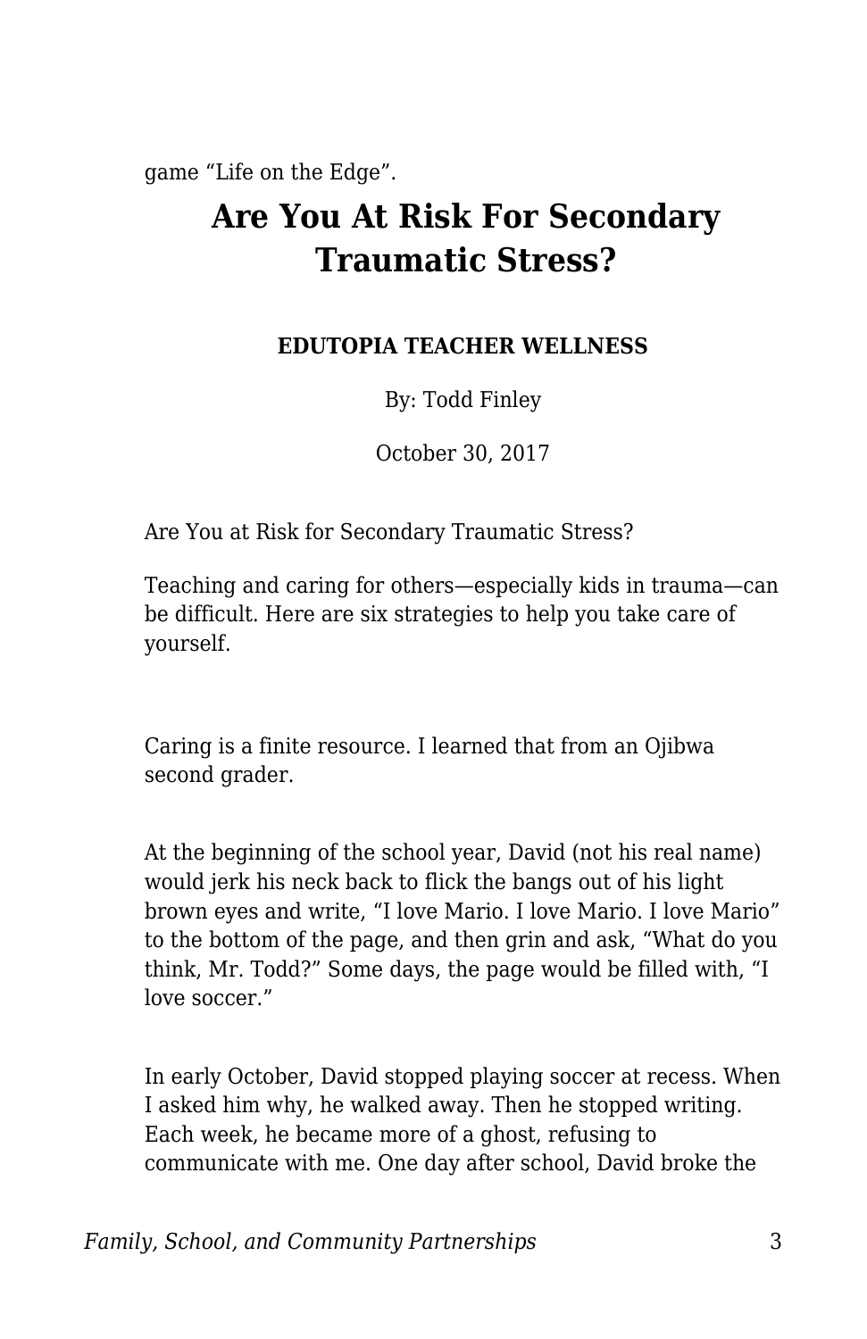game “Life on the Edge”.

# Are You At Risk For Secondary Traumatic Stress?

**EDUTOPIA TEACHER WELLNESS**

By: Todd Finley

October 30, 2017

Are You at Risk for Secondary Traumatic Stress?

Teaching and caring for others—especially kids in trauma—can be difficult. Here are six strategies to help you take care of yourself.

Caring is a finite resource. I learned that from an Ojibwa second grader.

At the beginning of the school year, David (not his real name) would jerk his neck back to flick the bangs out of his light brown eyes and write, “I love Mario. I love Mario. I love Mario” to the bottom of the page, and then grin and ask, “What do you think, Mr. Todd?” Some days, the page would be filled with, “I love soccer.”

In early October, David stopped playing soccer at recess. When I asked him why, he walked away. Then he stopped writing. Each week, he became more of a ghost, refusing to communicate with me. One day after school, David broke the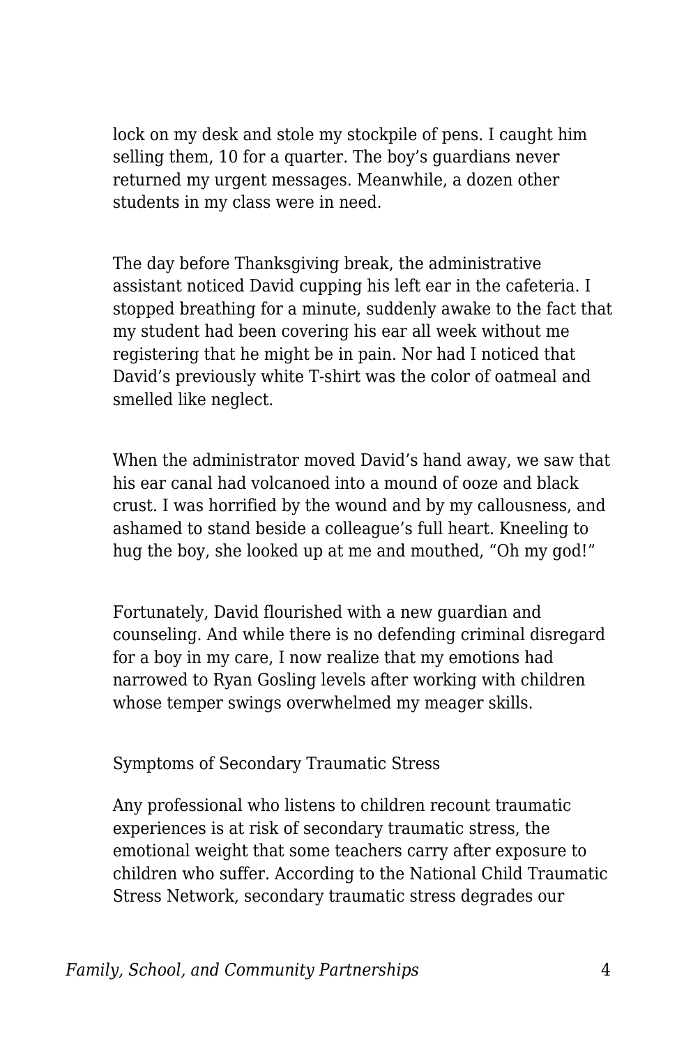lock on my desk and stole my stockpile of pens. I caught him selling them, 10 for a quarter. The boy's guardians never returned my urgent messages. Meanwhile, a dozen other students in my class were in need.

The day before Thanksgiving break, the administrative assistant noticed David cupping his left ear in the cafeteria. I stopped breathing for a minute, suddenly awake to the fact that my student had been covering his ear all week without me registering that he might be in pain. Nor had I noticed that David's previously white T-shirt was the color of oatmeal and smelled like neglect.

When the administrator moved David's hand away, we saw that his ear canal had volcanoed into a mound of ooze and black crust. I was horrified by the wound and by my callousness, and ashamed to stand beside a colleague's full heart. Kneeling to hug the boy, she looked up at me and mouthed, "Oh my god!"

Fortunately, David flourished with a new guardian and counseling. And while there is no defending criminal disregard for a boy in my care, I now realize that my emotions had narrowed to Ryan Gosling levels after working with children whose temper swings overwhelmed my meager skills.

## Symptoms of Secondary Traumatic Stress

Any professional who listens to children recount traumatic experiences is at risk of secondary traumatic stress, the emotional weight that some teachers carry after exposure to children who suffer. According to the National Child Traumatic Stress Network, secondary traumatic stress degrades our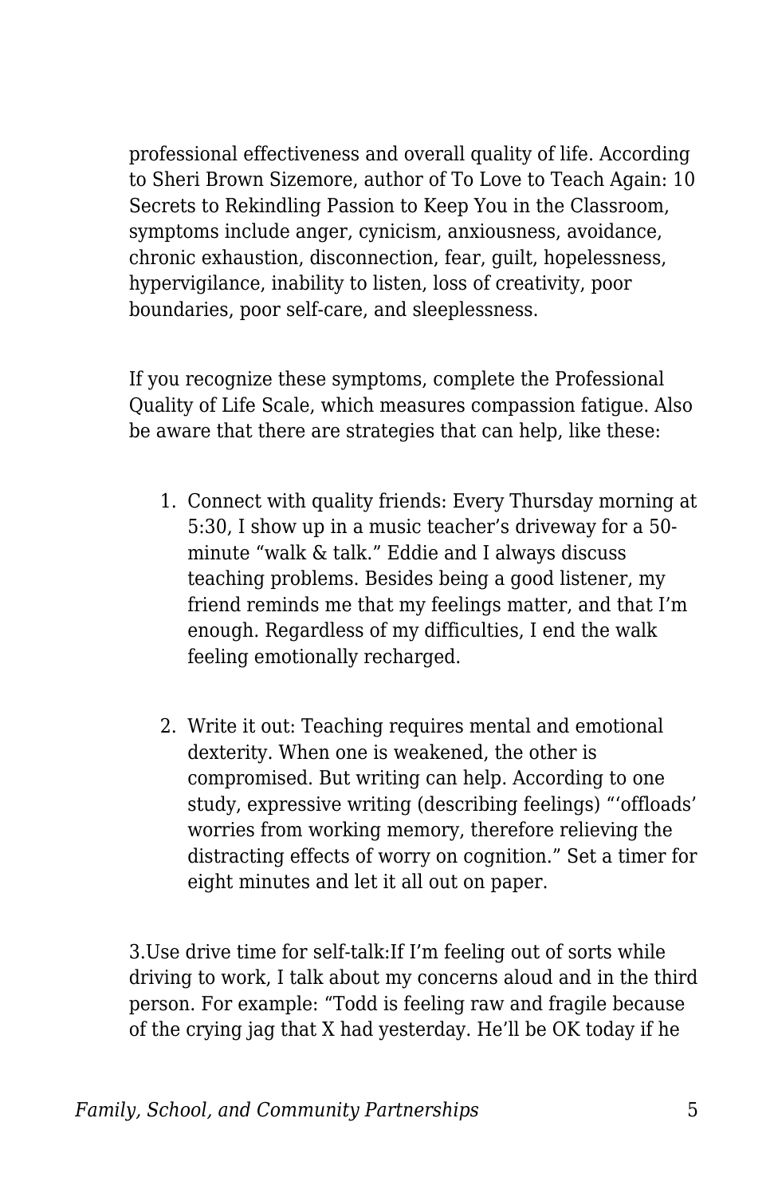professional effectiveness and overall quality of life. According to Sheri Brown Sizemore, author of To Love to Teach Again: 10 Secrets to Rekindling Passion to Keep You in the Classroom, symptoms include anger, cynicism, anxiousness, avoidance, chronic exhaustion, disconnection, fear, guilt, hopelessness, hypervigilance, inability to listen, loss of creativity, poor boundaries, poor self-care, and sleeplessness.

If you recognize these symptoms, complete the Professional Quality of Life Scale, which measures compassion fatigue. Also be aware that there are strategies that can help, like these:

1. Connect with quality friends: Every Thursday morning at 5:30, I show up in a music teacher's driveway for a 50-minute "walk & talk." Eddie and I always discuss teaching problems. Besides being a good listener, my friend reminds me that my feelings matter, and that I'm enough. Regardless of my difficulties, I end the walk feeling emotionally recharged.

2. Write it out: Teaching requires mental and emotional dexterity. When one is weakened, the other is compromised. But writing can help. According to one study, expressive writing (describing feelings) "'offloads' worries from working memory, therefore relieving the distracting effects of worry on cognition." Set a timer for eight minutes and let it all out on paper.

3.Use drive time for self-talk:If I'm feeling out of sorts while driving to work, I talk about my concerns aloud and in the third person. For example: "Todd is feeling raw and fragile because of the crying jag that X had yesterday. He'll be OK today if he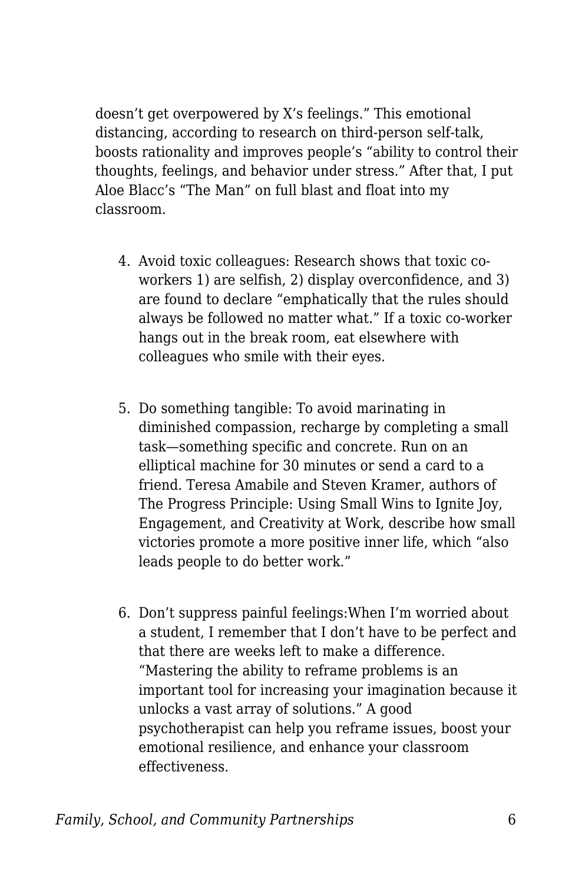doesn't get overpowered by X's feelings." This emotional distancing, according to research on third-person self-talk, boosts rationality and improves people's "ability to control their thoughts, feelings, and behavior under stress." After that, I put Aloe Blacc's "The Man" on full blast and float into my classroom.

4. Avoid toxic colleagues: Research shows that toxic co-workers 1) are selfish, 2) display overconfidence, and 3) are found to declare "emphatically that the rules should always be followed no matter what." If a toxic co-worker hangs out in the break room, eat elsewhere with colleagues who smile with their eyes.

5. Do something tangible: To avoid marinating in diminished compassion, recharge by completing a small task—something specific and concrete. Run on an elliptical machine for 30 minutes or send a card to a friend. Teresa Amabile and Steven Kramer, authors of The Progress Principle: Using Small Wins to Ignite Joy, Engagement, and Creativity at Work, describe how small victories promote a more positive inner life, which "also leads people to do better work."

6. Don't suppress painful feelings:When I'm worried about a student, I remember that I don't have to be perfect and that there are weeks left to make a difference. "Mastering the ability to reframe problems is an important tool for increasing your imagination because it unlocks a vast array of solutions." A good psychotherapist can help you reframe issues, boost your emotional resilience, and enhance your classroom effectiveness.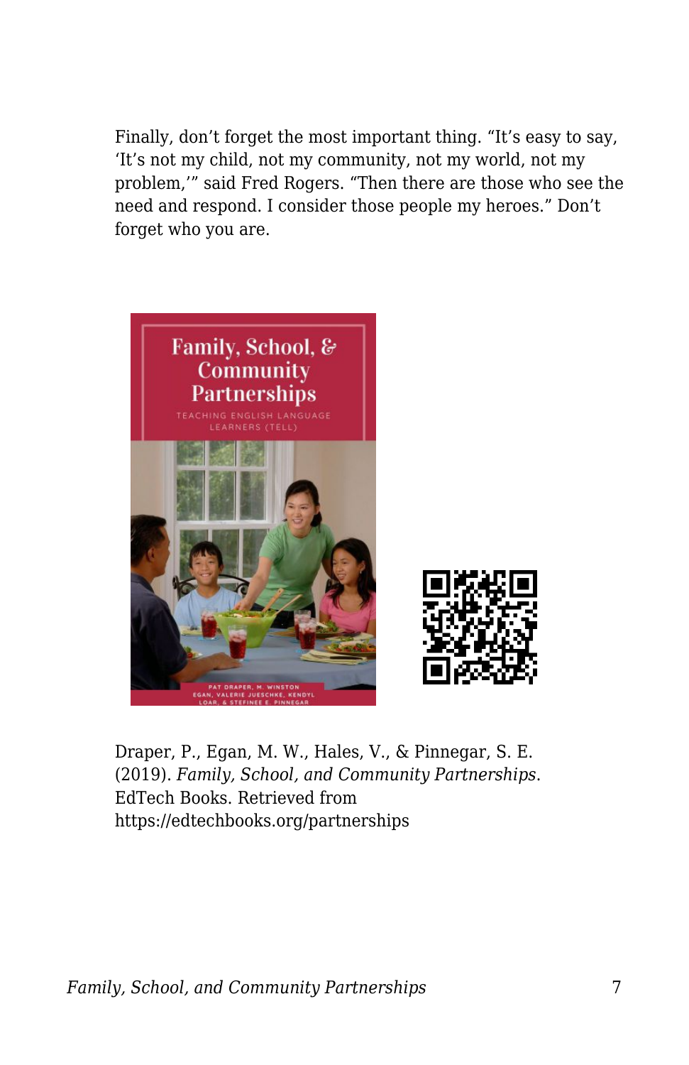Finally, don't forget the most important thing. "It's easy to say, 'It's not my child, not my community, not my world, not my problem,'" said Fred Rogers. "Then there are those who see the need and respond. I consider those people my heroes." Don't forget who you are.

Draper, P., Egan, M. W., Hales, V., & Pinnegar, S. E. (2019). *Family, School, and Community Partnerships*. EdTech Books. Retrieved from https://edtechbooks.org/partnerships